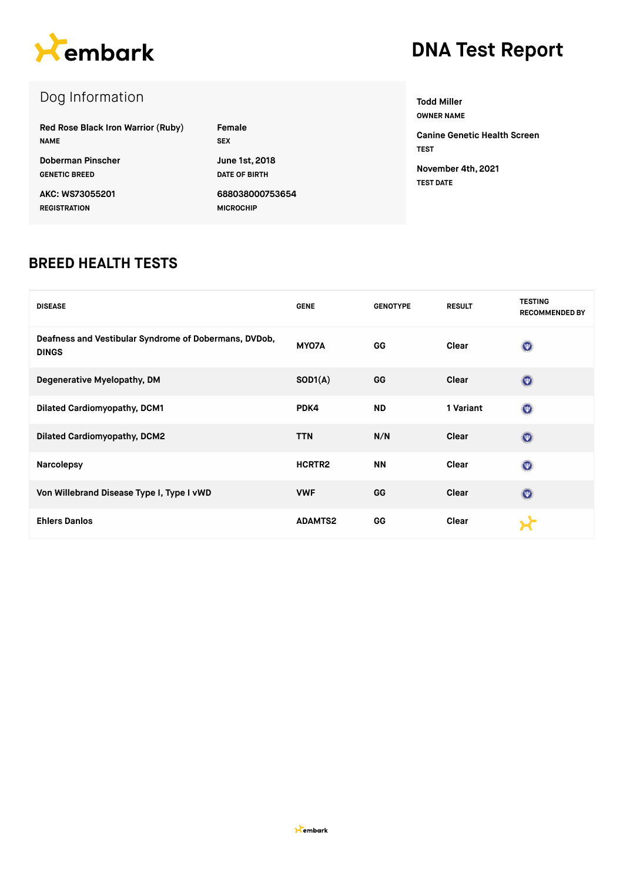embark

# DNA Test Report

## Dog Information

| | |
|---|---|
| **Red Rose Black Iron Warrior (Ruby)**<br>NAME | **Female**<br>SEX |
| **Doberman Pinscher**<br>GENETIC BREED | **June 1st, 2018**<br>DATE OF BIRTH |
| **AKC: WS73055201**<br>REGISTRATION | **688038000753654**<br>MICROCHIP |

**Todd Miller**
OWNER NAME

**Canine Genetic Health Screen**
TEST

**November 4th, 2021**
TEST DATE

## BREED HEALTH TESTS

| DISEASE | GENE | GENOTYPE | RESULT | TESTING RECOMMENDED BY |
|---|---|---|---|---|
| Deafness and Vestibular Syndrome of Dobermans, DVDob, DINGS | MYO7A | GG | Clear | |
| Degenerative Myelopathy, DM | SOD1(A) | GG | Clear | |
| Dilated Cardiomyopathy, DCM1 | PDK4 | ND | 1 Variant | |
| Dilated Cardiomyopathy, DCM2 | TTN | N/N | Clear | |
| Narcolepsy | HCRTR2 | NN | Clear | |
| Von Willebrand Disease Type I, Type I vWD | VWF | GG | Clear | |
| Ehlers Danlos | ADAMTS2 | GG | Clear | |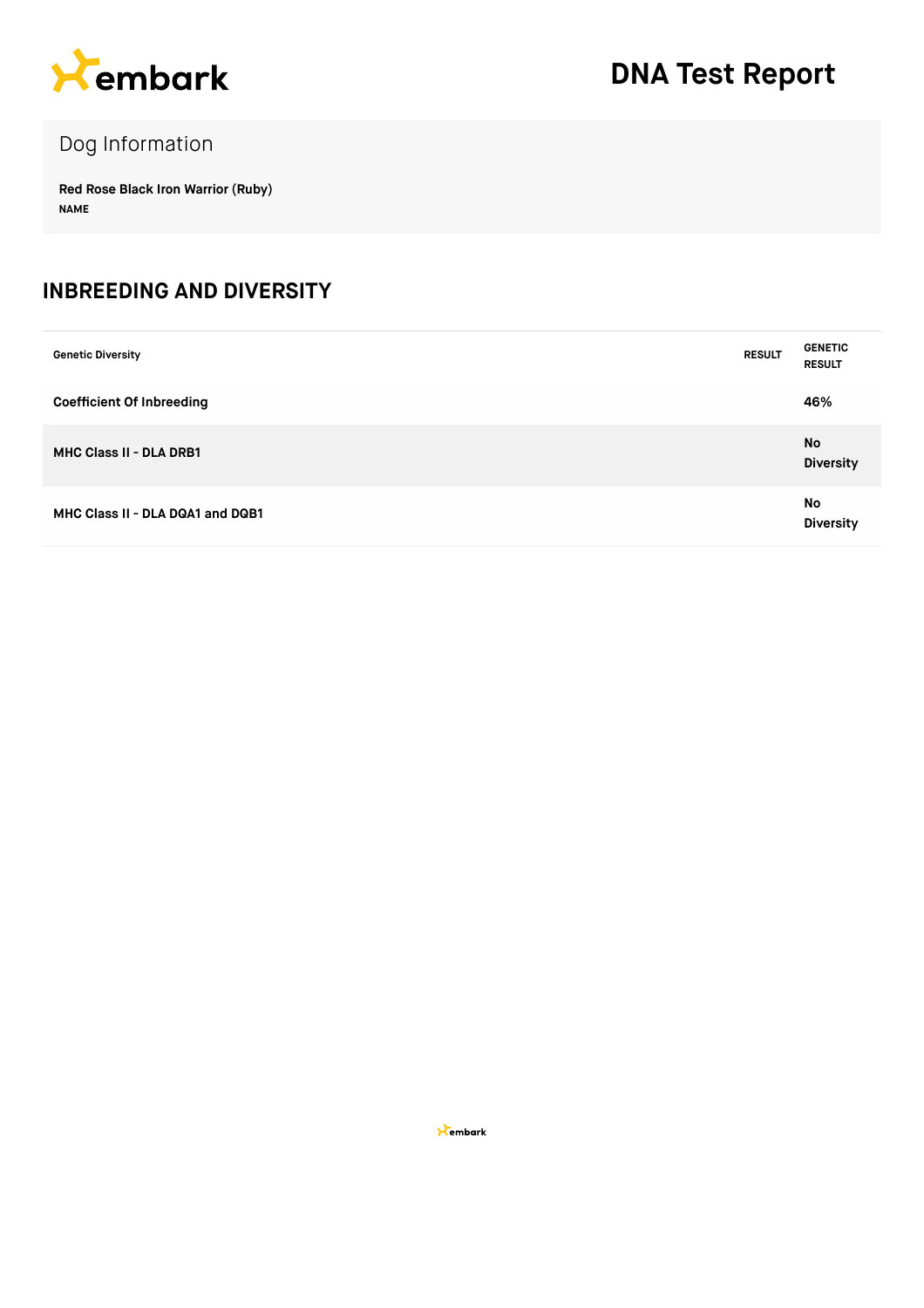# DNA Test Report

## Dog Information

**Red Rose Black Iron Warrior (Ruby)**
NAME

## INBREEDING AND DIVERSITY

| Genetic Diversity | RESULT | GENETIC RESULT |
|---|---|---|
| **Coefficient Of Inbreeding** | | **46%** |
| **MHC Class II - DLA DRB1** | | **No Diversity** |
| **MHC Class II - DLA DQA1 and DQB1** | | **No Diversity** |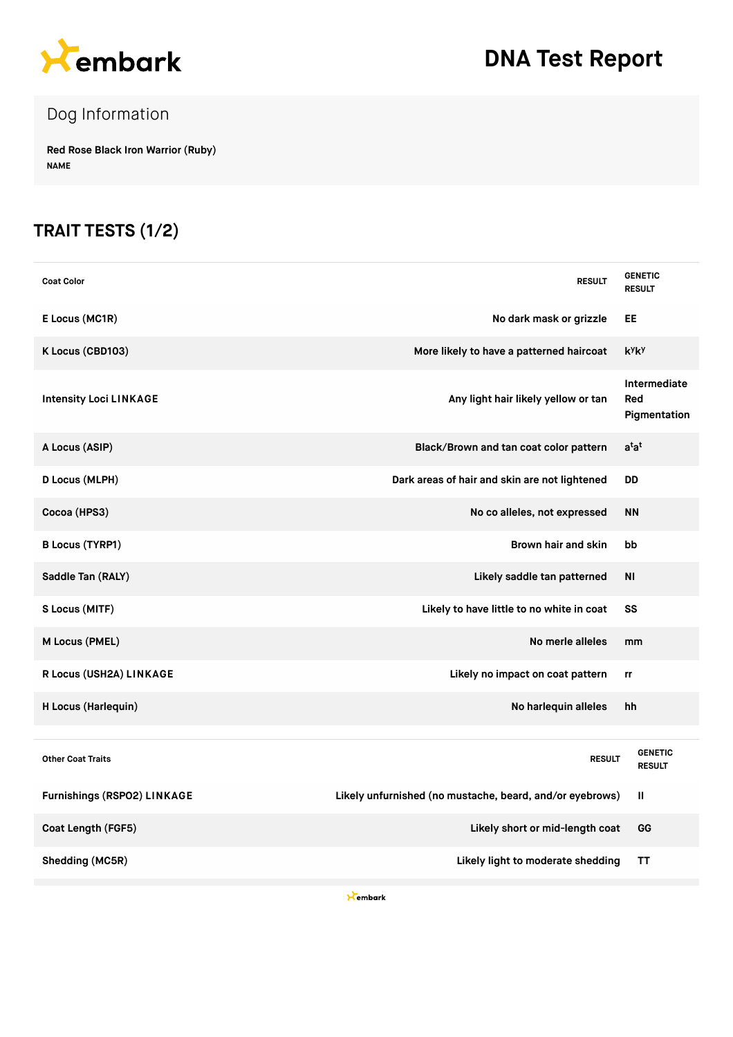# DNA Test Report

## Dog Information

**Red Rose Black Iron Warrior (Ruby)**
NAME

## TRAIT TESTS (1/2)

| Coat Color | RESULT | GENETIC RESULT |
| --- | --- | --- |
| E Locus (MC1R) | No dark mask or grizzle | EE |
| K Locus (CBD103) | More likely to have a patterned haircoat | $k^y k^y$ |
| Intensity Loci LINKAGE | Any light hair likely yellow or tan | Intermediate Red Pigmentation |
| A Locus (ASIP) | Black/Brown and tan coat color pattern | $a^t a^t$ |
| D Locus (MLPH) | Dark areas of hair and skin are not lightened | DD |
| Cocoa (HPS3) | No co alleles, not expressed | NN |
| B Locus (TYRP1) | Brown hair and skin | bb |
| Saddle Tan (RALY) | Likely saddle tan patterned | NI |
| S Locus (MITF) | Likely to have little to no white in coat | SS |
| M Locus (PMEL) | No merle alleles | mm |
| R Locus (USH2A) LINKAGE | Likely no impact on coat pattern | rr |
| H Locus (Harlequin) | No harlequin alleles | hh |

| Other Coat Traits | RESULT | GENETIC RESULT |
| --- | --- | --- |
| Furnishings (RSPO2) LINKAGE | Likely unfurnished (no mustache, beard, and/or eyebrows) | II |
| Coat Length (FGF5) | Likely short or mid-length coat | GG |
| Shedding (MC5R) | Likely light to moderate shedding | TT |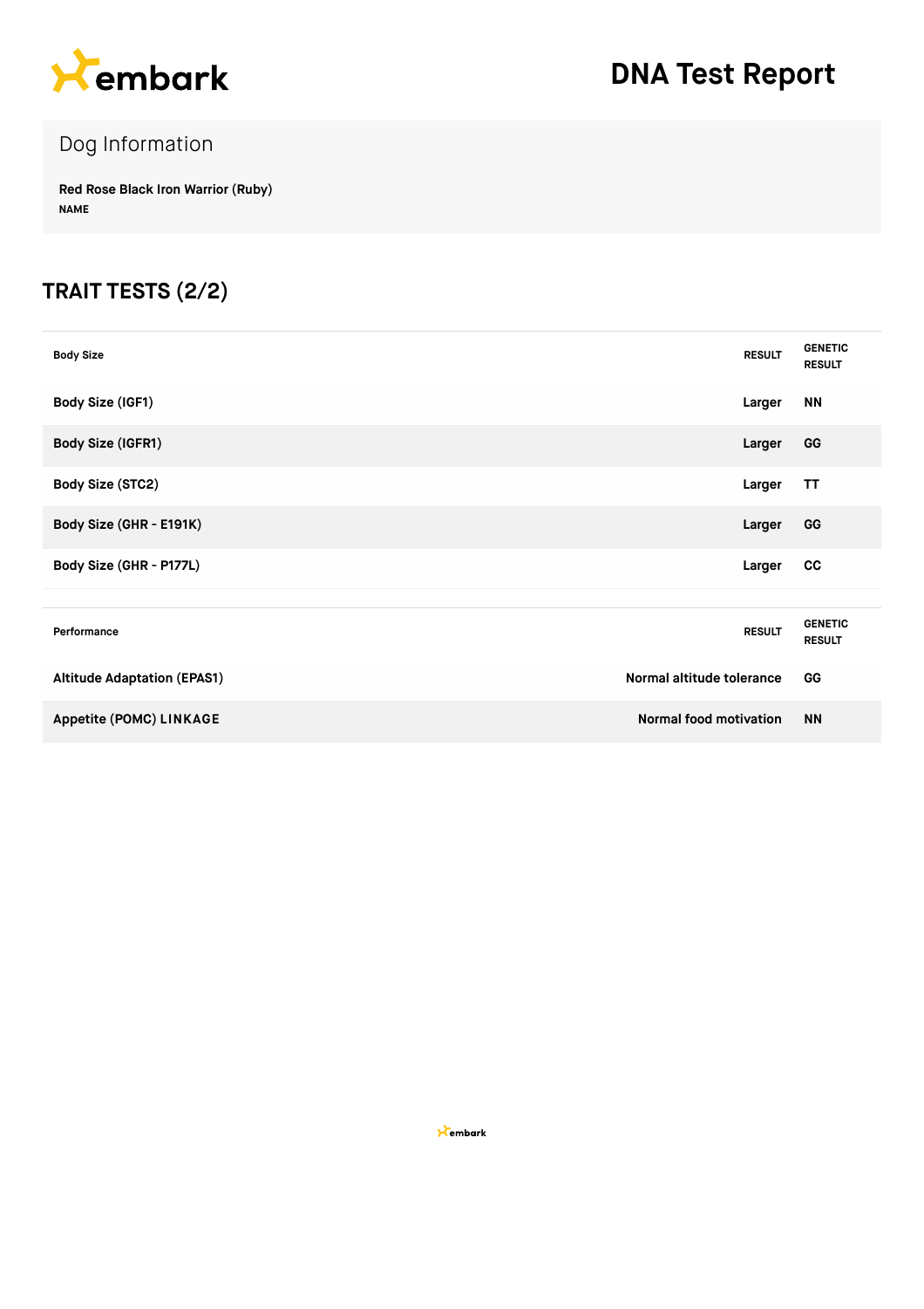# DNA Test Report

## Dog Information

**Red Rose Black Iron Warrior (Ruby)**
NAME

## TRAIT TESTS (2/2)

| Body Size | RESULT | GENETIC RESULT |
|---|---|---|
| Body Size (IGF1) | Larger | NN |
| Body Size (IGFR1) | Larger | GG |
| Body Size (STC2) | Larger | TT |
| Body Size (GHR - E191K) | Larger | GG |
| Body Size (GHR - P177L) | Larger | CC |

| Performance | RESULT | GENETIC RESULT |
|---|---|---|
| Altitude Adaptation (EPAS1) | Normal altitude tolerance | GG |
| Appetite (POMC) LINKAGE | Normal food motivation | NN |